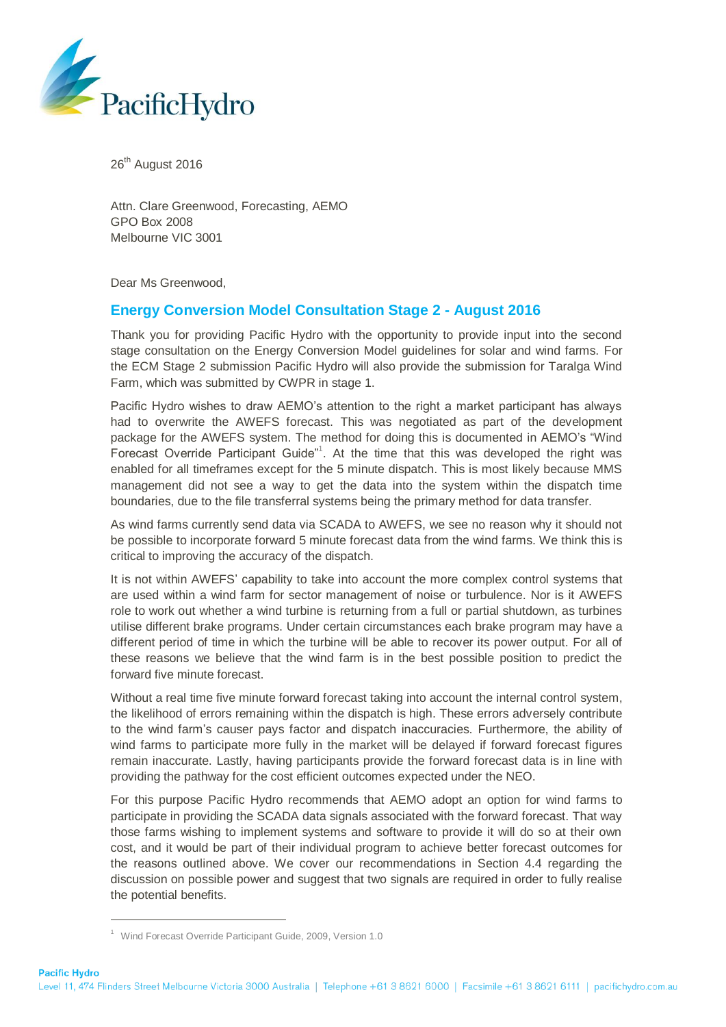26th August 2016

Attn. Clare Greenwood, Forecasting, AEMO
GPO Box 2008
Melbourne VIC 3001

Dear Ms Greenwood,

## Energy Conversion Model Consultation Stage 2 - August 2016

Thank you for providing Pacific Hydro with the opportunity to provide input into the second stage consultation on the Energy Conversion Model guidelines for solar and wind farms. For the ECM Stage 2 submission Pacific Hydro will also provide the submission for Taralga Wind Farm, which was submitted by CWPR in stage 1.

Pacific Hydro wishes to draw AEMO's attention to the right a market participant has always had to overwrite the AWEFS forecast. This was negotiated as part of the development package for the AWEFS system. The method for doing this is documented in AEMO's "Wind Forecast Override Participant Guide"[1]. At the time that this was developed the right was enabled for all timeframes except for the 5 minute dispatch. This is most likely because MMS management did not see a way to get the data into the system within the dispatch time boundaries, due to the file transferral systems being the primary method for data transfer.

As wind farms currently send data via SCADA to AWEFS, we see no reason why it should not be possible to incorporate forward 5 minute forecast data from the wind farms. We think this is critical to improving the accuracy of the dispatch.

It is not within AWEFS' capability to take into account the more complex control systems that are used within a wind farm for sector management of noise or turbulence. Nor is it AWEFS role to work out whether a wind turbine is returning from a full or partial shutdown, as turbines utilise different brake programs. Under certain circumstances each brake program may have a different period of time in which the turbine will be able to recover its power output. For all of these reasons we believe that the wind farm is in the best possible position to predict the forward five minute forecast.

Without a real time five minute forward forecast taking into account the internal control system, the likelihood of errors remaining within the dispatch is high. These errors adversely contribute to the wind farm's causer pays factor and dispatch inaccuracies. Furthermore, the ability of wind farms to participate more fully in the market will be delayed if forward forecast figures remain inaccurate. Lastly, having participants provide the forward forecast data is in line with providing the pathway for the cost efficient outcomes expected under the NEO.

For this purpose Pacific Hydro recommends that AEMO adopt an option for wind farms to participate in providing the SCADA data signals associated with the forward forecast. That way those farms wishing to implement systems and software to provide it will do so at their own cost, and it would be part of their individual program to achieve better forecast outcomes for the reasons outlined above. We cover our recommendations in Section 4.4 regarding the discussion on possible power and suggest that two signals are required in order to fully realise the potential benefits.

[1] Wind Forecast Override Participant Guide, 2009, Version 1.0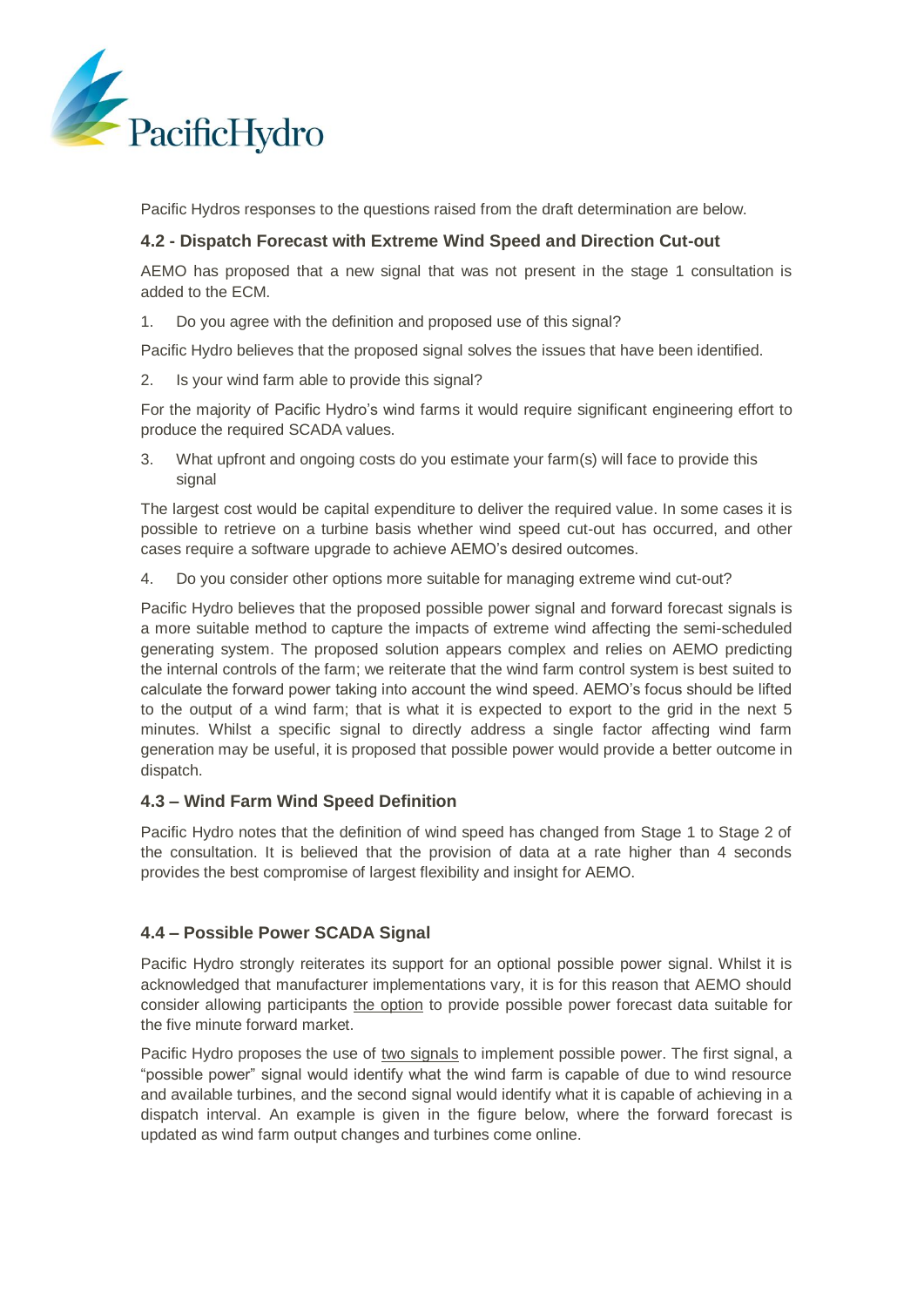Pacific Hydros responses to the questions raised from the draft determination are below.

### 4.2 - Dispatch Forecast with Extreme Wind Speed and Direction Cut-out

AEMO has proposed that a new signal that was not present in the stage 1 consultation is added to the ECM.

1. Do you agree with the definition and proposed use of this signal?

Pacific Hydro believes that the proposed signal solves the issues that have been identified.

2. Is your wind farm able to provide this signal?

For the majority of Pacific Hydro's wind farms it would require significant engineering effort to produce the required SCADA values.

3. What upfront and ongoing costs do you estimate your farm(s) will face to provide this signal

The largest cost would be capital expenditure to deliver the required value. In some cases it is possible to retrieve on a turbine basis whether wind speed cut-out has occurred, and other cases require a software upgrade to achieve AEMO's desired outcomes.

4. Do you consider other options more suitable for managing extreme wind cut-out?

Pacific Hydro believes that the proposed possible power signal and forward forecast signals is a more suitable method to capture the impacts of extreme wind affecting the semi-scheduled generating system. The proposed solution appears complex and relies on AEMO predicting the internal controls of the farm; we reiterate that the wind farm control system is best suited to calculate the forward power taking into account the wind speed. AEMO's focus should be lifted to the output of a wind farm; that is what it is expected to export to the grid in the next 5 minutes. Whilst a specific signal to directly address a single factor affecting wind farm generation may be useful, it is proposed that possible power would provide a better outcome in dispatch.

### 4.3 – Wind Farm Wind Speed Definition

Pacific Hydro notes that the definition of wind speed has changed from Stage 1 to Stage 2 of the consultation. It is believed that the provision of data at a rate higher than 4 seconds provides the best compromise of largest flexibility and insight for AEMO.

### 4.4 – Possible Power SCADA Signal

Pacific Hydro strongly reiterates its support for an optional possible power signal. Whilst it is acknowledged that manufacturer implementations vary, it is for this reason that AEMO should consider allowing participants <u>the option</u> to provide possible power forecast data suitable for the five minute forward market.

Pacific Hydro proposes the use of <u>two signals</u> to implement possible power. The first signal, a "possible power" signal would identify what the wind farm is capable of due to wind resource and available turbines, and the second signal would identify what it is capable of achieving in a dispatch interval. An example is given in the figure below, where the forward forecast is updated as wind farm output changes and turbines come online.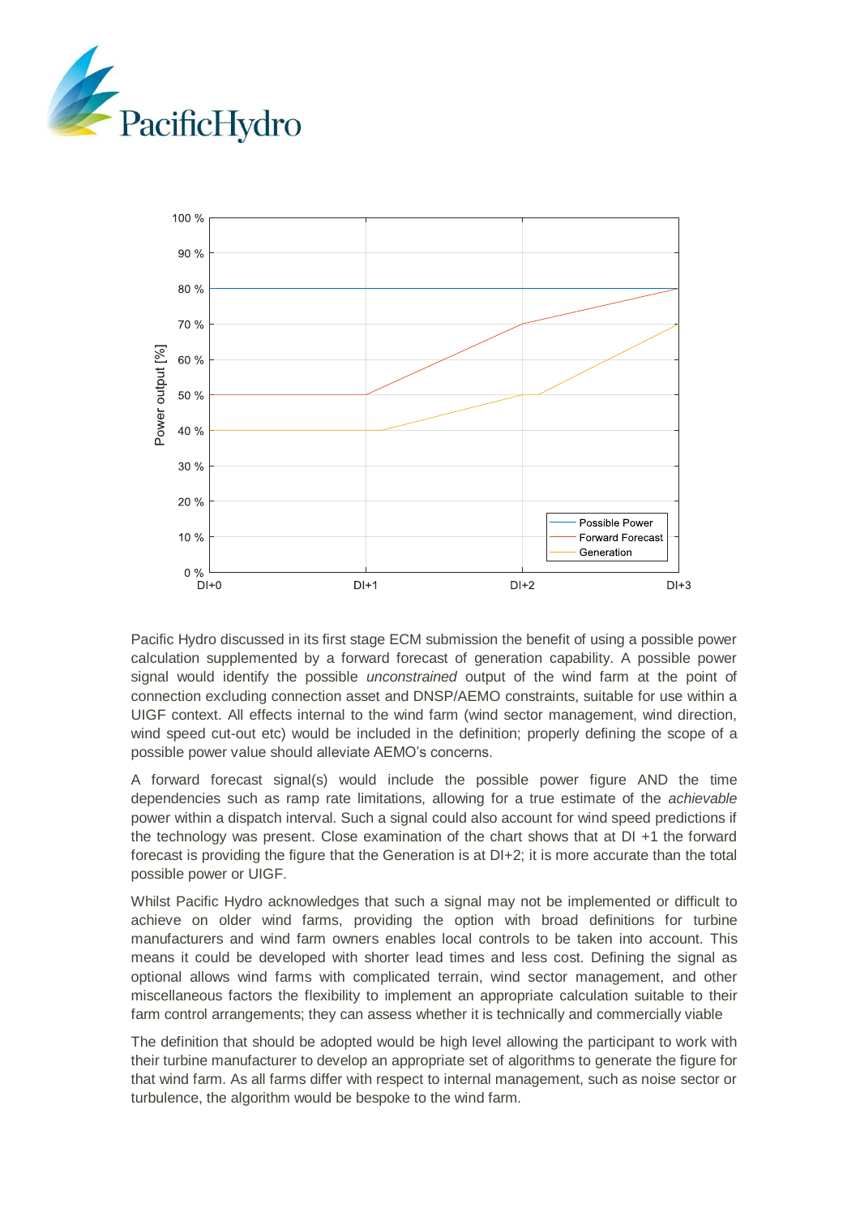Pacific Hydro discussed in its first stage ECM submission the benefit of using a possible power calculation supplemented by a forward forecast of generation capability. A possible power signal would identify the possible *unconstrained* output of the wind farm at the point of connection excluding connection asset and DNSP/AEMO constraints, suitable for use within a UIGF context. All effects internal to the wind farm (wind sector management, wind direction, wind speed cut-out etc) would be included in the definition; properly defining the scope of a possible power value should alleviate AEMO's concerns.

A forward forecast signal(s) would include the possible power figure AND the time dependencies such as ramp rate limitations, allowing for a true estimate of the *achievable* power within a dispatch interval. Such a signal could also account for wind speed predictions if the technology was present. Close examination of the chart shows that at DI +1 the forward forecast is providing the figure that the Generation is at DI+2; it is more accurate than the total possible power or UIGF.

Whilst Pacific Hydro acknowledges that such a signal may not be implemented or difficult to achieve on older wind farms, providing the option with broad definitions for turbine manufacturers and wind farm owners enables local controls to be taken into account. This means it could be developed with shorter lead times and less cost. Defining the signal as optional allows wind farms with complicated terrain, wind sector management, and other miscellaneous factors the flexibility to implement an appropriate calculation suitable to their farm control arrangements; they can assess whether it is technically and commercially viable

The definition that should be adopted would be high level allowing the participant to work with their turbine manufacturer to develop an appropriate set of algorithms to generate the figure for that wind farm. As all farms differ with respect to internal management, such as noise sector or turbulence, the algorithm would be bespoke to the wind farm.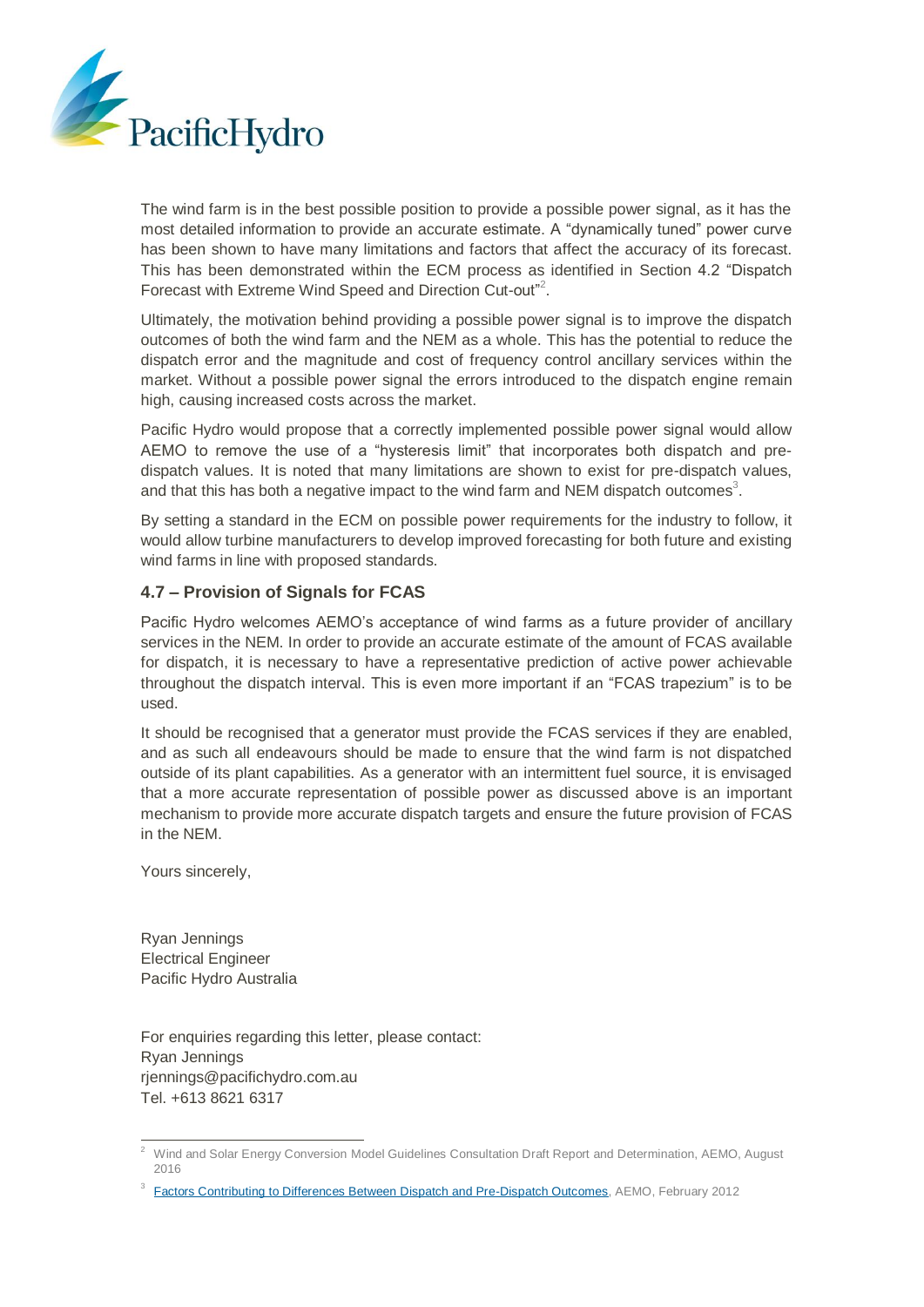The wind farm is in the best possible position to provide a possible power signal, as it has the most detailed information to provide an accurate estimate. A "dynamically tuned" power curve has been shown to have many limitations and factors that affect the accuracy of its forecast. This has been demonstrated within the ECM process as identified in Section 4.2 "Dispatch Forecast with Extreme Wind Speed and Direction Cut-out"[2].

Ultimately, the motivation behind providing a possible power signal is to improve the dispatch outcomes of both the wind farm and the NEM as a whole. This has the potential to reduce the dispatch error and the magnitude and cost of frequency control ancillary services within the market. Without a possible power signal the errors introduced to the dispatch engine remain high, causing increased costs across the market.

Pacific Hydro would propose that a correctly implemented possible power signal would allow AEMO to remove the use of a "hysteresis limit" that incorporates both dispatch and pre-dispatch values. It is noted that many limitations are shown to exist for pre-dispatch values, and that this has both a negative impact to the wind farm and NEM dispatch outcomes[3].

By setting a standard in the ECM on possible power requirements for the industry to follow, it would allow turbine manufacturers to develop improved forecasting for both future and existing wind farms in line with proposed standards.

### 4.7 – Provision of Signals for FCAS

Pacific Hydro welcomes AEMO's acceptance of wind farms as a future provider of ancillary services in the NEM. In order to provide an accurate estimate of the amount of FCAS available for dispatch, it is necessary to have a representative prediction of active power achievable throughout the dispatch interval. This is even more important if an "FCAS trapezium" is to be used.

It should be recognised that a generator must provide the FCAS services if they are enabled, and as such all endeavours should be made to ensure that the wind farm is not dispatched outside of its plant capabilities. As a generator with an intermittent fuel source, it is envisaged that a more accurate representation of possible power as discussed above is an important mechanism to provide more accurate dispatch targets and ensure the future provision of FCAS in the NEM.

Yours sincerely,

Ryan Jennings
Electrical Engineer
Pacific Hydro Australia

For enquiries regarding this letter, please contact:
Ryan Jennings
rjennings@pacifichydro.com.au
Tel. +613 8621 6317

---

[2] Wind and Solar Energy Conversion Model Guidelines Consultation Draft Report and Determination, AEMO, August 2016

[3] Factors Contributing to Differences Between Dispatch and Pre-Dispatch Outcomes, AEMO, February 2012